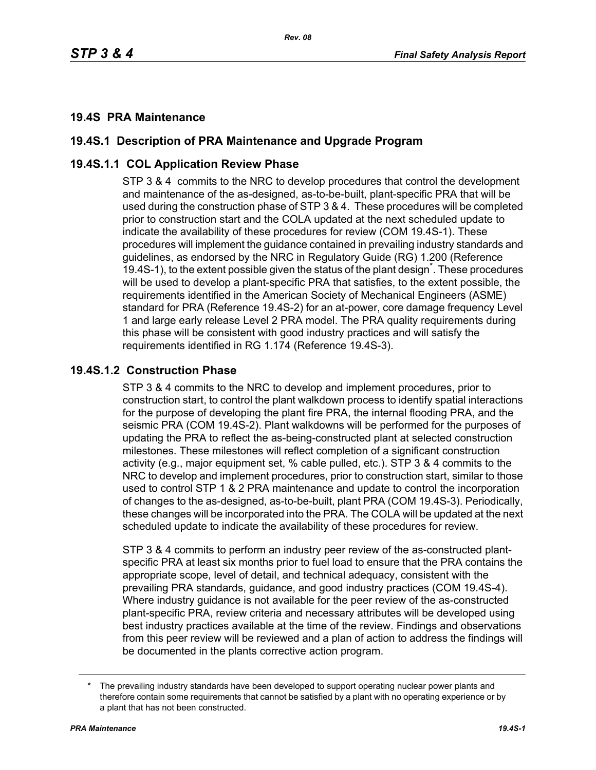## 19.4S PRA Maintenance

## 19.4S.1 Description of PRA Maintenance and Upgrade Program

### 19.4S.1.1 COL Application Review Phase

STP 3 & 4 commits to the NRC to develop procedures that control the development and maintenance of the as-designed, as-to-be-built, plant-specific PRA that will be used during the construction phase of STP 3 & 4. These procedures will be completed prior to construction start and the COLA updated at the next scheduled update to indicate the availability of these procedures for review (COM 19.4S-1). These procedures will implement the guidance contained in prevailing industry standards and guidelines, as endorsed by the NRC in Regulatory Guide (RG) 1.200 (Reference 19.4S-1), to the extent possible given the status of the plant design*. These procedures will be used to develop a plant-specific PRA that satisfies, to the extent possible, the requirements identified in the American Society of Mechanical Engineers (ASME) standard for PRA (Reference 19.4S-2) for an at-power, core damage frequency Level 1 and large early release Level 2 PRA model. The PRA quality requirements during this phase will be consistent with good industry practices and will satisfy the requirements identified in RG 1.174 (Reference 19.4S-3).

### 19.4S.1.2 Construction Phase

STP 3 & 4 commits to the NRC to develop and implement procedures, prior to construction start, to control the plant walkdown process to identify spatial interactions for the purpose of developing the plant fire PRA, the internal flooding PRA, and the seismic PRA (COM 19.4S-2). Plant walkdowns will be performed for the purposes of updating the PRA to reflect the as-being-constructed plant at selected construction milestones. These milestones will reflect completion of a significant construction activity (e.g., major equipment set, % cable pulled, etc.). STP 3 & 4 commits to the NRC to develop and implement procedures, prior to construction start, similar to those used to control STP 1 & 2 PRA maintenance and update to control the incorporation of changes to the as-designed, as-to-be-built, plant PRA (COM 19.4S-3). Periodically, these changes will be incorporated into the PRA. The COLA will be updated at the next scheduled update to indicate the availability of these procedures for review.

STP 3 & 4 commits to perform an industry peer review of the as-constructed plant-specific PRA at least six months prior to fuel load to ensure that the PRA contains the appropriate scope, level of detail, and technical adequacy, consistent with the prevailing PRA standards, guidance, and good industry practices (COM 19.4S-4). Where industry guidance is not available for the peer review of the as-constructed plant-specific PRA, review criteria and necessary attributes will be developed using best industry practices available at the time of the review. Findings and observations from this peer review will be reviewed and a plan of action to address the findings will be documented in the plants corrective action program.

---

\* The prevailing industry standards have been developed to support operating nuclear power plants and therefore contain some requirements that cannot be satisfied by a plant with no operating experience or by a plant that has not been constructed.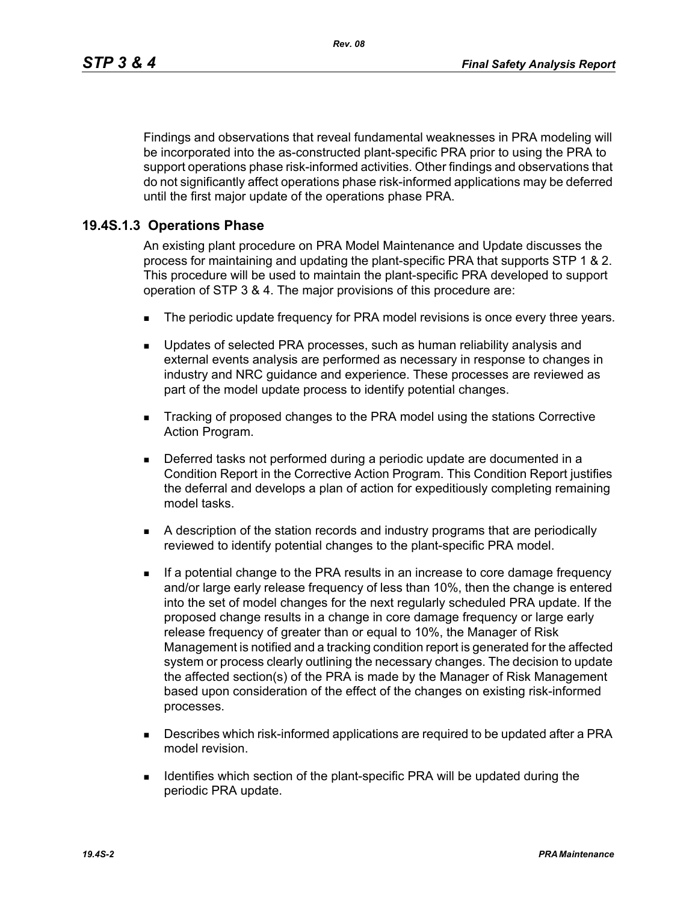Findings and observations that reveal fundamental weaknesses in PRA modeling will be incorporated into the as-constructed plant-specific PRA prior to using the PRA to support operations phase risk-informed activities. Other findings and observations that do not significantly affect operations phase risk-informed applications may be deferred until the first major update of the operations phase PRA.

### 19.4S.1.3 Operations Phase

An existing plant procedure on PRA Model Maintenance and Update discusses the process for maintaining and updating the plant-specific PRA that supports STP 1 & 2. This procedure will be used to maintain the plant-specific PRA developed to support operation of STP 3 & 4. The major provisions of this procedure are:

- The periodic update frequency for PRA model revisions is once every three years.
- Updates of selected PRA processes, such as human reliability analysis and external events analysis are performed as necessary in response to changes in industry and NRC guidance and experience. These processes are reviewed as part of the model update process to identify potential changes.
- Tracking of proposed changes to the PRA model using the stations Corrective Action Program.
- Deferred tasks not performed during a periodic update are documented in a Condition Report in the Corrective Action Program. This Condition Report justifies the deferral and develops a plan of action for expeditiously completing remaining model tasks.
- A description of the station records and industry programs that are periodically reviewed to identify potential changes to the plant-specific PRA model.
- If a potential change to the PRA results in an increase to core damage frequency and/or large early release frequency of less than 10%, then the change is entered into the set of model changes for the next regularly scheduled PRA update. If the proposed change results in a change in core damage frequency or large early release frequency of greater than or equal to 10%, the Manager of Risk Management is notified and a tracking condition report is generated for the affected system or process clearly outlining the necessary changes. The decision to update the affected section(s) of the PRA is made by the Manager of Risk Management based upon consideration of the effect of the changes on existing risk-informed processes.
- Describes which risk-informed applications are required to be updated after a PRA model revision.
- Identifies which section of the plant-specific PRA will be updated during the periodic PRA update.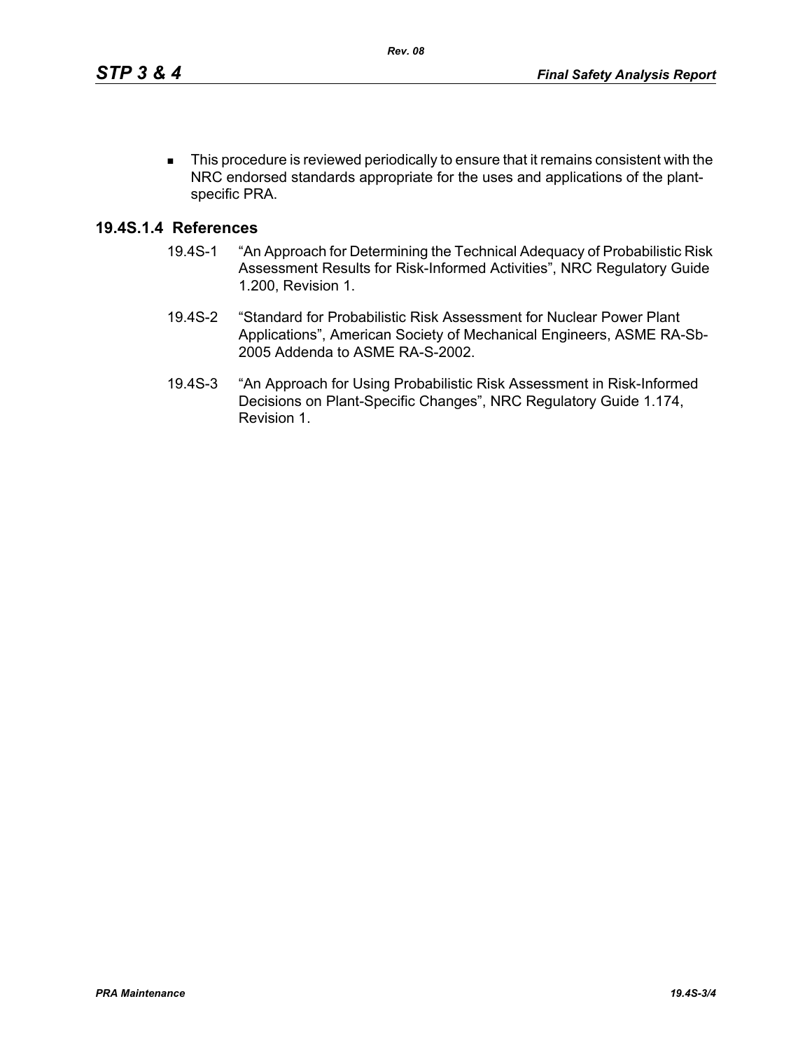- This procedure is reviewed periodically to ensure that it remains consistent with the NRC endorsed standards appropriate for the uses and applications of the plant-specific PRA.

## 19.4S.1.4 References

19.4S-1 "An Approach for Determining the Technical Adequacy of Probabilistic Risk Assessment Results for Risk-Informed Activities", NRC Regulatory Guide 1.200, Revision 1.

19.4S-2 "Standard for Probabilistic Risk Assessment for Nuclear Power Plant Applications", American Society of Mechanical Engineers, ASME RA-Sb-2005 Addenda to ASME RA-S-2002.

19.4S-3 "An Approach for Using Probabilistic Risk Assessment in Risk-Informed Decisions on Plant-Specific Changes", NRC Regulatory Guide 1.174, Revision 1.